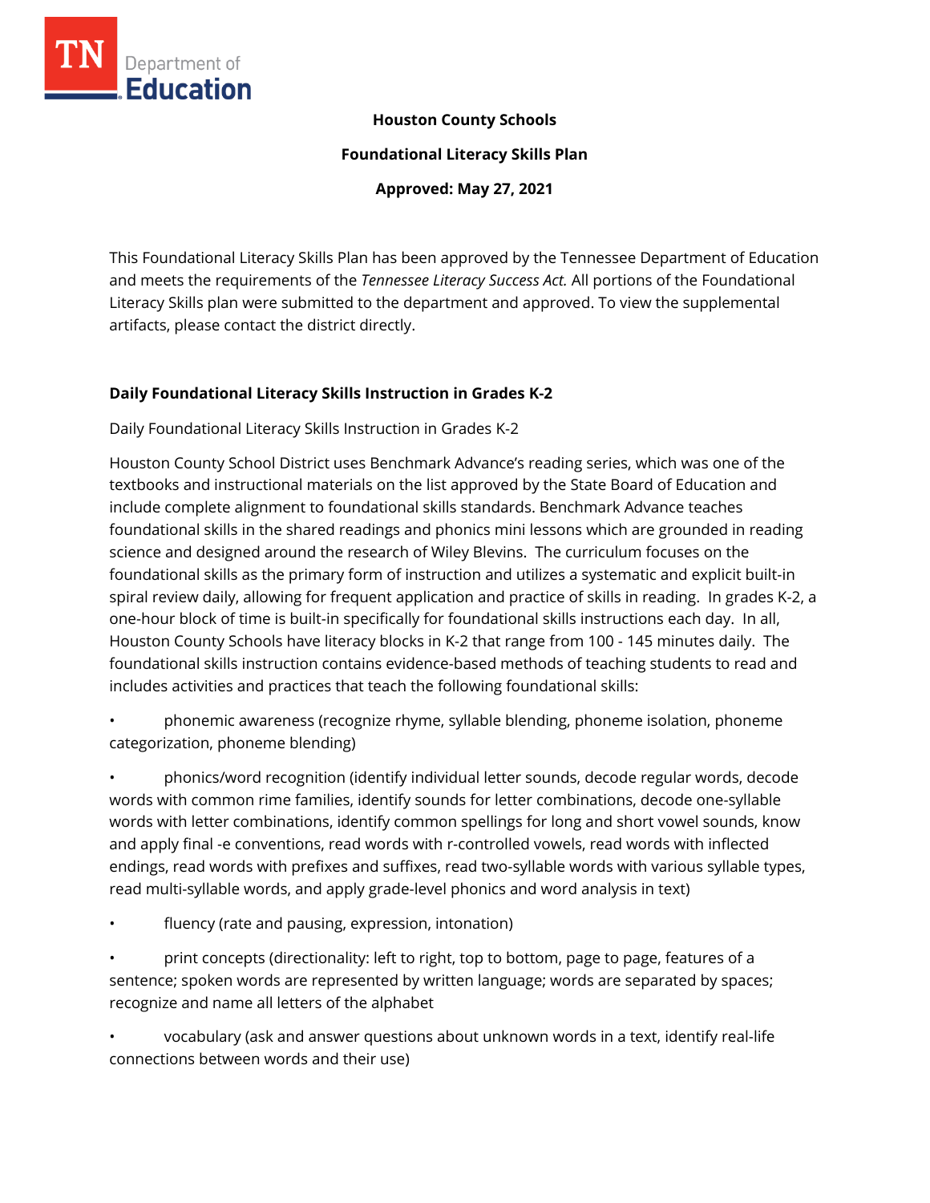**Houston County Schools**

**Foundational Literacy Skills Plan**

**Approved: May 27, 2021**

This Foundational Literacy Skills Plan has been approved by the Tennessee Department of Education and meets the requirements of the *Tennessee Literacy Success Act.* All portions of the Foundational Literacy Skills plan were submitted to the department and approved. To view the supplemental artifacts, please contact the district directly.

## Daily Foundational Literacy Skills Instruction in Grades K-2

Daily Foundational Literacy Skills Instruction in Grades K-2

Houston County School District uses Benchmark Advance's reading series, which was one of the textbooks and instructional materials on the list approved by the State Board of Education and include complete alignment to foundational skills standards. Benchmark Advance teaches foundational skills in the shared readings and phonics mini lessons which are grounded in reading science and designed around the research of Wiley Blevins. The curriculum focuses on the foundational skills as the primary form of instruction and utilizes a systematic and explicit built-in spiral review daily, allowing for frequent application and practice of skills in reading. In grades K-2, a one-hour block of time is built-in specifically for foundational skills instructions each day. In all, Houston County Schools have literacy blocks in K-2 that range from 100 - 145 minutes daily. The foundational skills instruction contains evidence-based methods of teaching students to read and includes activities and practices that teach the following foundational skills:

- phonemic awareness (recognize rhyme, syllable blending, phoneme isolation, phoneme categorization, phoneme blending)
- phonics/word recognition (identify individual letter sounds, decode regular words, decode words with common rime families, identify sounds for letter combinations, decode one-syllable words with letter combinations, identify common spellings for long and short vowel sounds, know and apply final -e conventions, read words with r-controlled vowels, read words with inflected endings, read words with prefixes and suffixes, read two-syllable words with various syllable types, read multi-syllable words, and apply grade-level phonics and word analysis in text)
- fluency (rate and pausing, expression, intonation)
- print concepts (directionality: left to right, top to bottom, page to page, features of a sentence; spoken words are represented by written language; words are separated by spaces; recognize and name all letters of the alphabet
- vocabulary (ask and answer questions about unknown words in a text, identify real-life connections between words and their use)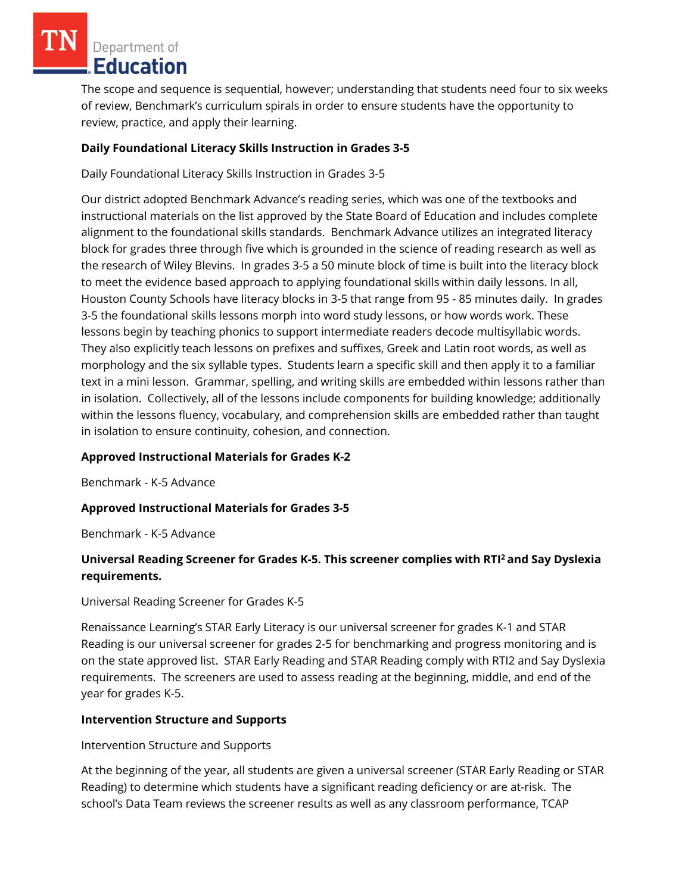The scope and sequence is sequential, however; understanding that students need four to six weeks of review, Benchmark's curriculum spirals in order to ensure students have the opportunity to review, practice, and apply their learning.

**Daily Foundational Literacy Skills Instruction in Grades 3-5**

Daily Foundational Literacy Skills Instruction in Grades 3-5

Our district adopted Benchmark Advance's reading series, which was one of the textbooks and instructional materials on the list approved by the State Board of Education and includes complete alignment to the foundational skills standards. Benchmark Advance utilizes an integrated literacy block for grades three through five which is grounded in the science of reading research as well as the research of Wiley Blevins. In grades 3-5 a 50 minute block of time is built into the literacy block to meet the evidence based approach to applying foundational skills within daily lessons. In all, Houston County Schools have literacy blocks in 3-5 that range from 95 - 85 minutes daily. In grades 3-5 the foundational skills lessons morph into word study lessons, or how words work. These lessons begin by teaching phonics to support intermediate readers decode multisyllabic words. They also explicitly teach lessons on prefixes and suffixes, Greek and Latin root words, as well as morphology and the six syllable types. Students learn a specific skill and then apply it to a familiar text in a mini lesson. Grammar, spelling, and writing skills are embedded within lessons rather than in isolation. Collectively, all of the lessons include components for building knowledge; additionally within the lessons fluency, vocabulary, and comprehension skills are embedded rather than taught in isolation to ensure continuity, cohesion, and connection.

**Approved Instructional Materials for Grades K-2**

Benchmark - K-5 Advance

**Approved Instructional Materials for Grades 3-5**

Benchmark - K-5 Advance

**Universal Reading Screener for Grades K-5. This screener complies with RTI[2] and Say Dyslexia requirements.**

Universal Reading Screener for Grades K-5

Renaissance Learning's STAR Early Literacy is our universal screener for grades K-1 and STAR Reading is our universal screener for grades 2-5 for benchmarking and progress monitoring and is on the state approved list. STAR Early Reading and STAR Reading comply with RTI2 and Say Dyslexia requirements. The screeners are used to assess reading at the beginning, middle, and end of the year for grades K-5.

**Intervention Structure and Supports**

Intervention Structure and Supports

At the beginning of the year, all students are given a universal screener (STAR Early Reading or STAR Reading) to determine which students have a significant reading deficiency or are at-risk. The school's Data Team reviews the screener results as well as any classroom performance, TCAP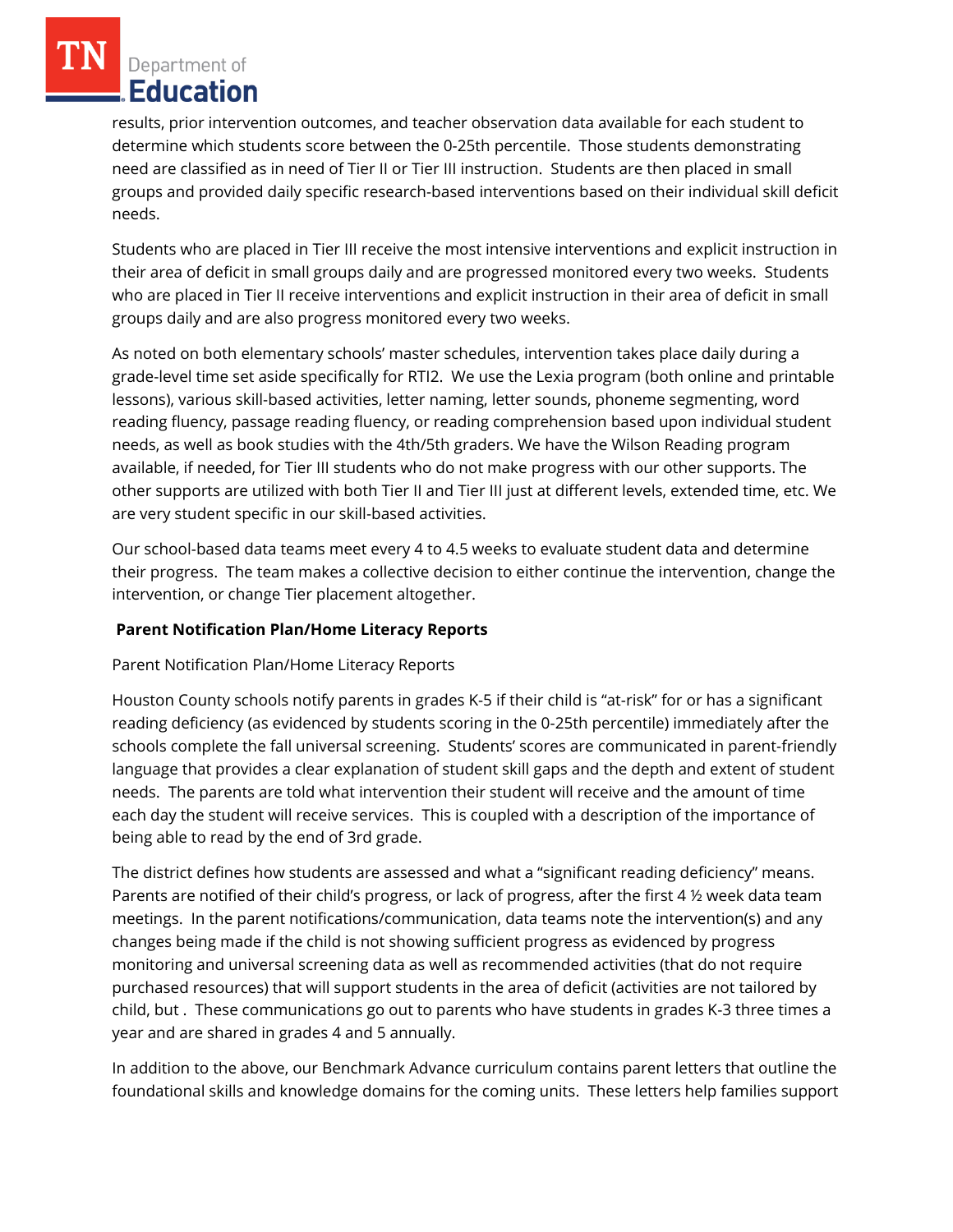results, prior intervention outcomes, and teacher observation data available for each student to determine which students score between the 0-25th percentile. Those students demonstrating need are classified as in need of Tier II or Tier III instruction. Students are then placed in small groups and provided daily specific research-based interventions based on their individual skill deficit needs.

Students who are placed in Tier III receive the most intensive interventions and explicit instruction in their area of deficit in small groups daily and are progressed monitored every two weeks. Students who are placed in Tier II receive interventions and explicit instruction in their area of deficit in small groups daily and are also progress monitored every two weeks.

As noted on both elementary schools' master schedules, intervention takes place daily during a grade-level time set aside specifically for RTI2. We use the Lexia program (both online and printable lessons), various skill-based activities, letter naming, letter sounds, phoneme segmenting, word reading fluency, passage reading fluency, or reading comprehension based upon individual student needs, as well as book studies with the 4th/5th graders. We have the Wilson Reading program available, if needed, for Tier III students who do not make progress with our other supports. The other supports are utilized with both Tier II and Tier III just at different levels, extended time, etc. We are very student specific in our skill-based activities.

Our school-based data teams meet every 4 to 4.5 weeks to evaluate student data and determine their progress. The team makes a collective decision to either continue the intervention, change the intervention, or change Tier placement altogether.

**Parent Notification Plan/Home Literacy Reports**

Parent Notification Plan/Home Literacy Reports

Houston County schools notify parents in grades K-5 if their child is "at-risk" for or has a significant reading deficiency (as evidenced by students scoring in the 0-25th percentile) immediately after the schools complete the fall universal screening. Students' scores are communicated in parent-friendly language that provides a clear explanation of student skill gaps and the depth and extent of student needs. The parents are told what intervention their student will receive and the amount of time each day the student will receive services. This is coupled with a description of the importance of being able to read by the end of 3rd grade.

The district defines how students are assessed and what a "significant reading deficiency" means. Parents are notified of their child's progress, or lack of progress, after the first 4 ½ week data team meetings. In the parent notifications/communication, data teams note the intervention(s) and any changes being made if the child is not showing sufficient progress as evidenced by progress monitoring and universal screening data as well as recommended activities (that do not require purchased resources) that will support students in the area of deficit (activities are not tailored by child, but . These communications go out to parents who have students in grades K-3 three times a year and are shared in grades 4 and 5 annually.

In addition to the above, our Benchmark Advance curriculum contains parent letters that outline the foundational skills and knowledge domains for the coming units. These letters help families support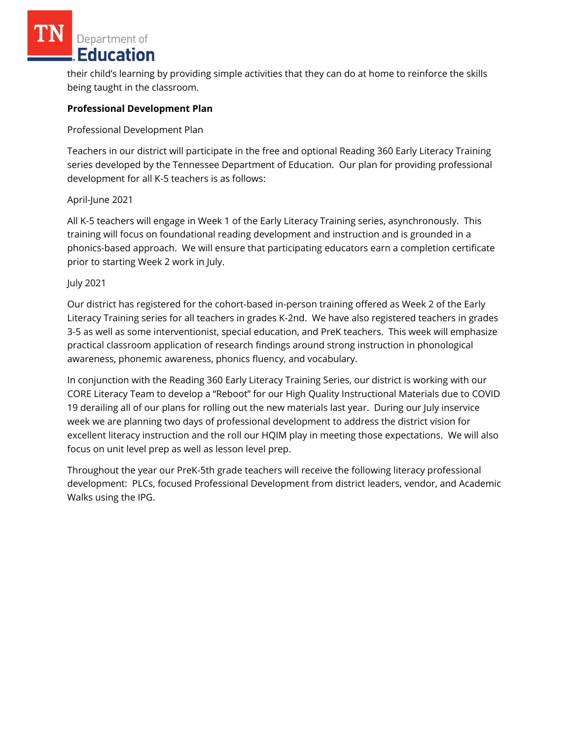their child's learning by providing simple activities that they can do at home to reinforce the skills being taught in the classroom.

**Professional Development Plan**

Professional Development Plan

Teachers in our district will participate in the free and optional Reading 360 Early Literacy Training series developed by the Tennessee Department of Education. Our plan for providing professional development for all K-5 teachers is as follows:

April-June 2021

All K-5 teachers will engage in Week 1 of the Early Literacy Training series, asynchronously. This training will focus on foundational reading development and instruction and is grounded in a phonics-based approach. We will ensure that participating educators earn a completion certificate prior to starting Week 2 work in July.

July 2021

Our district has registered for the cohort-based in-person training offered as Week 2 of the Early Literacy Training series for all teachers in grades K-2nd. We have also registered teachers in grades 3-5 as well as some interventionist, special education, and PreK teachers. This week will emphasize practical classroom application of research findings around strong instruction in phonological awareness, phonemic awareness, phonics fluency, and vocabulary.

In conjunction with the Reading 360 Early Literacy Training Series, our district is working with our CORE Literacy Team to develop a "Reboot" for our High Quality Instructional Materials due to COVID 19 derailing all of our plans for rolling out the new materials last year. During our July inservice week we are planning two days of professional development to address the district vision for excellent literacy instruction and the roll our HQIM play in meeting those expectations. We will also focus on unit level prep as well as lesson level prep.

Throughout the year our PreK-5th grade teachers will receive the following literacy professional development: PLCs, focused Professional Development from district leaders, vendor, and Academic Walks using the IPG.